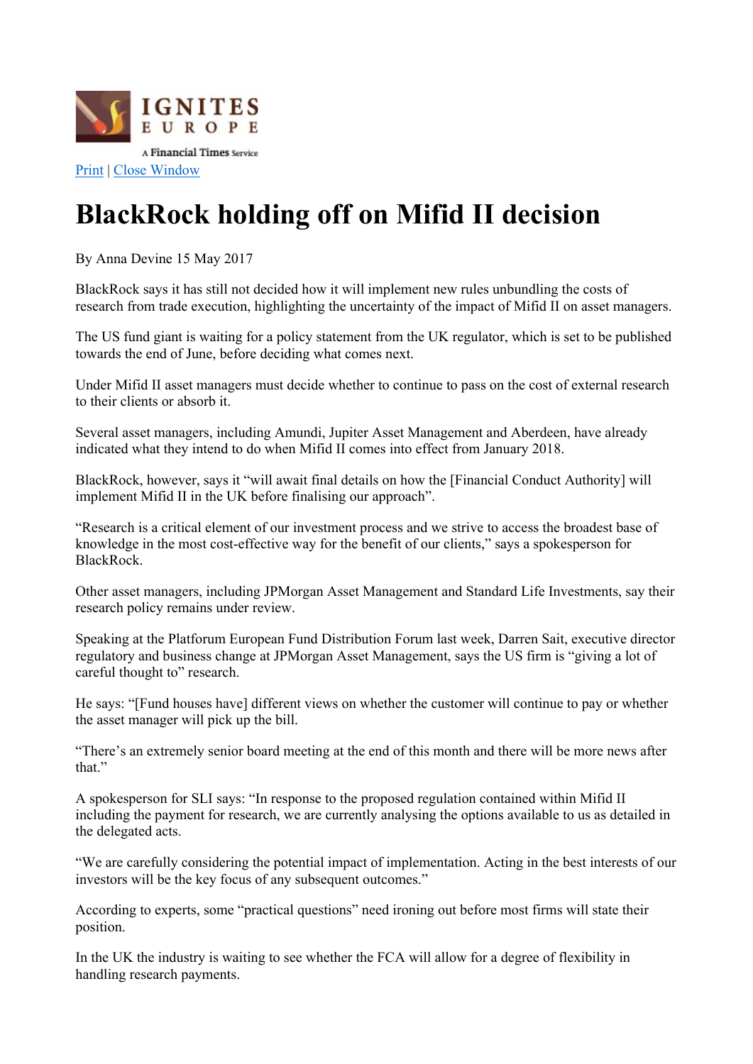IGNITES EUROPE

A Financial Times Service

Print | Close Window

# BlackRock holding off on Mifid II decision

By Anna Devine 15 May 2017

BlackRock says it has still not decided how it will implement new rules unbundling the costs of research from trade execution, highlighting the uncertainty of the impact of Mifid II on asset managers.

The US fund giant is waiting for a policy statement from the UK regulator, which is set to be published towards the end of June, before deciding what comes next.

Under Mifid II asset managers must decide whether to continue to pass on the cost of external research to their clients or absorb it.

Several asset managers, including Amundi, Jupiter Asset Management and Aberdeen, have already indicated what they intend to do when Mifid II comes into effect from January 2018.

BlackRock, however, says it "will await final details on how the [Financial Conduct Authority] will implement Mifid II in the UK before finalising our approach".

"Research is a critical element of our investment process and we strive to access the broadest base of knowledge in the most cost-effective way for the benefit of our clients," says a spokesperson for BlackRock.

Other asset managers, including JPMorgan Asset Management and Standard Life Investments, say their research policy remains under review.

Speaking at the Platforum European Fund Distribution Forum last week, Darren Sait, executive director regulatory and business change at JPMorgan Asset Management, says the US firm is "giving a lot of careful thought to" research.

He says: "[Fund houses have] different views on whether the customer will continue to pay or whether the asset manager will pick up the bill.

"There's an extremely senior board meeting at the end of this month and there will be more news after that."

A spokesperson for SLI says: "In response to the proposed regulation contained within Mifid II including the payment for research, we are currently analysing the options available to us as detailed in the delegated acts.

"We are carefully considering the potential impact of implementation. Acting in the best interests of our investors will be the key focus of any subsequent outcomes."

According to experts, some "practical questions" need ironing out before most firms will state their position.

In the UK the industry is waiting to see whether the FCA will allow for a degree of flexibility in handling research payments.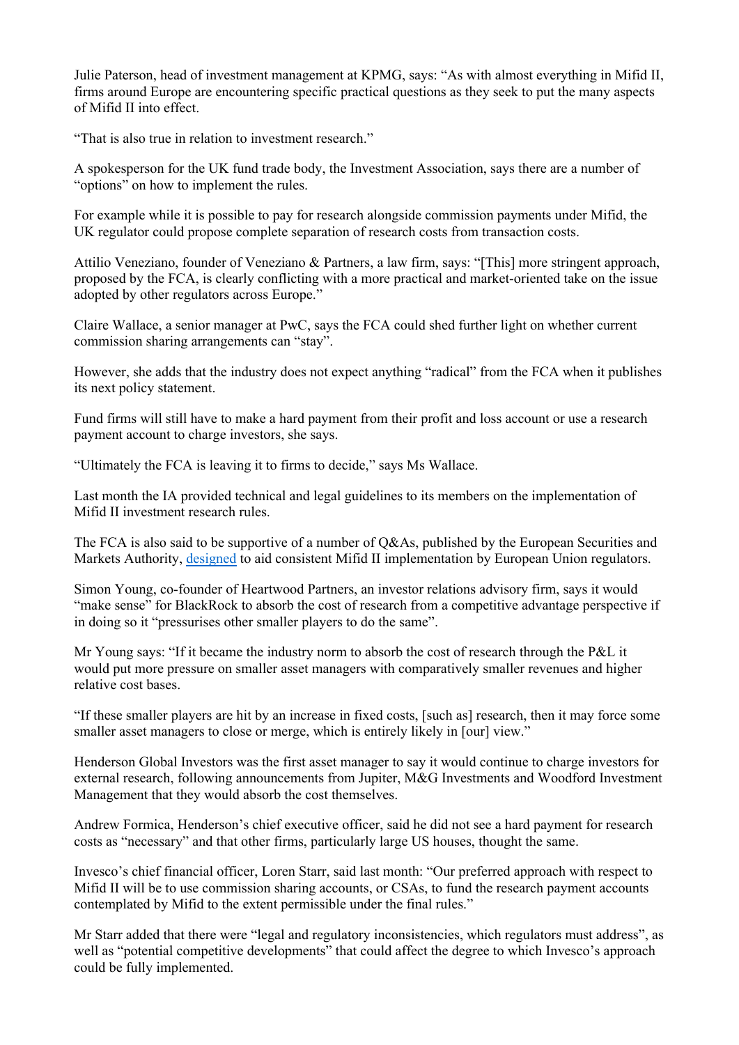Julie Paterson, head of investment management at KPMG, says: "As with almost everything in Mifid II, firms around Europe are encountering specific practical questions as they seek to put the many aspects of Mifid II into effect.

"That is also true in relation to investment research."

A spokesperson for the UK fund trade body, the Investment Association, says there are a number of "options" on how to implement the rules.

For example while it is possible to pay for research alongside commission payments under Mifid, the UK regulator could propose complete separation of research costs from transaction costs.

Attilio Veneziano, founder of Veneziano & Partners, a law firm, says: "[This] more stringent approach, proposed by the FCA, is clearly conflicting with a more practical and market-oriented take on the issue adopted by other regulators across Europe."

Claire Wallace, a senior manager at PwC, says the FCA could shed further light on whether current commission sharing arrangements can "stay".

However, she adds that the industry does not expect anything "radical" from the FCA when it publishes its next policy statement.

Fund firms will still have to make a hard payment from their profit and loss account or use a research payment account to charge investors, she says.

"Ultimately the FCA is leaving it to firms to decide," says Ms Wallace.

Last month the IA provided technical and legal guidelines to its members on the implementation of Mifid II investment research rules.

The FCA is also said to be supportive of a number of Q&As, published by the European Securities and Markets Authority, designed to aid consistent Mifid II implementation by European Union regulators.

Simon Young, co-founder of Heartwood Partners, an investor relations advisory firm, says it would "make sense" for BlackRock to absorb the cost of research from a competitive advantage perspective if in doing so it "pressurises other smaller players to do the same".

Mr Young says: "If it became the industry norm to absorb the cost of research through the P&L it would put more pressure on smaller asset managers with comparatively smaller revenues and higher relative cost bases.

"If these smaller players are hit by an increase in fixed costs, [such as] research, then it may force some smaller asset managers to close or merge, which is entirely likely in [our] view."

Henderson Global Investors was the first asset manager to say it would continue to charge investors for external research, following announcements from Jupiter, M&G Investments and Woodford Investment Management that they would absorb the cost themselves.

Andrew Formica, Henderson's chief executive officer, said he did not see a hard payment for research costs as "necessary" and that other firms, particularly large US houses, thought the same.

Invesco's chief financial officer, Loren Starr, said last month: "Our preferred approach with respect to Mifid II will be to use commission sharing accounts, or CSAs, to fund the research payment accounts contemplated by Mifid to the extent permissible under the final rules."

Mr Starr added that there were "legal and regulatory inconsistencies, which regulators must address", as well as "potential competitive developments" that could affect the degree to which Invesco's approach could be fully implemented.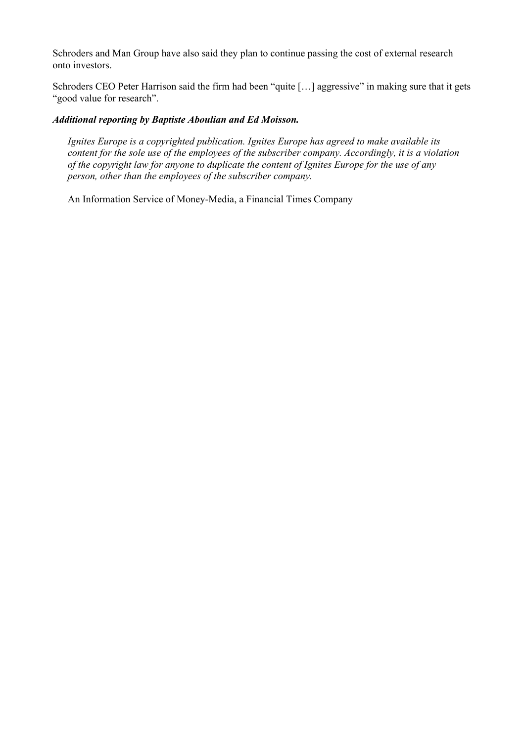Schroders and Man Group have also said they plan to continue passing the cost of external research onto investors.

Schroders CEO Peter Harrison said the firm had been "quite […] aggressive" in making sure that it gets "good value for research".

***Additional reporting by Baptiste Aboulian and Ed Moisson.***

*Ignites Europe is a copyrighted publication. Ignites Europe has agreed to make available its content for the sole use of the employees of the subscriber company. Accordingly, it is a violation of the copyright law for anyone to duplicate the content of Ignites Europe for the use of any person, other than the employees of the subscriber company.*

An Information Service of Money-Media, a Financial Times Company